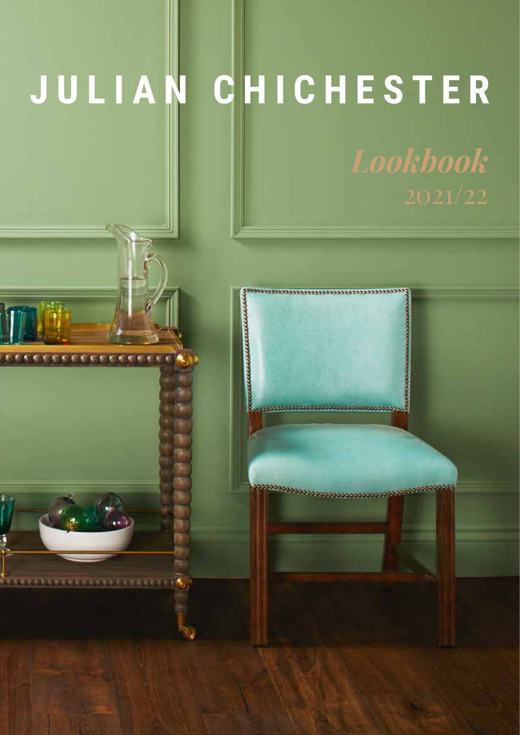# JULIAN CHICHESTER

*Lookbook*

2021/22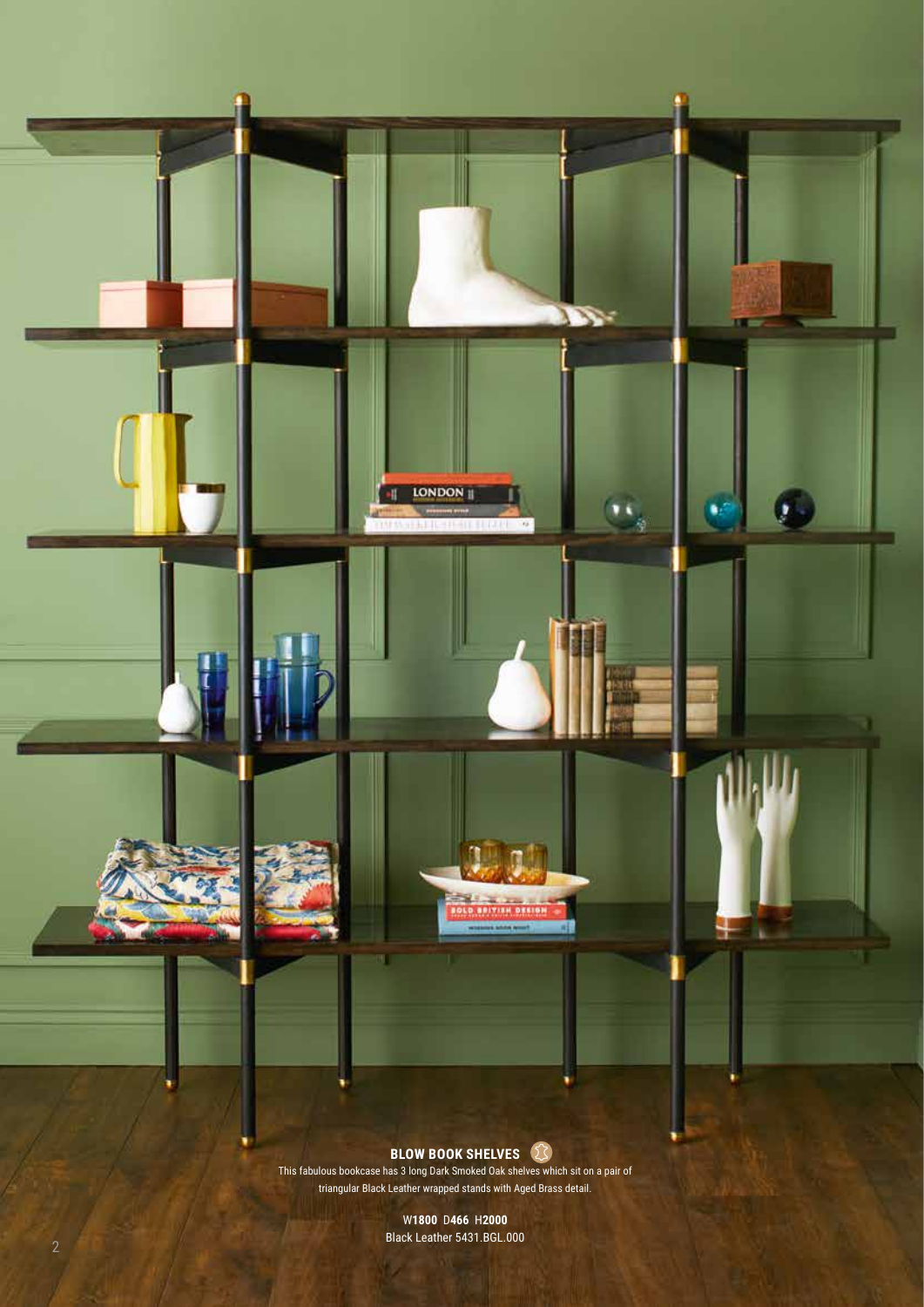## BLOW BOOK SHELVES

This fabulous bookcase has 3 long Dark Smoked Oak shelves which sit on a pair of triangular Black Leather wrapped stands with Aged Brass detail.

W**1800** D**466** H**2000**
Black Leather 5431.BGL.000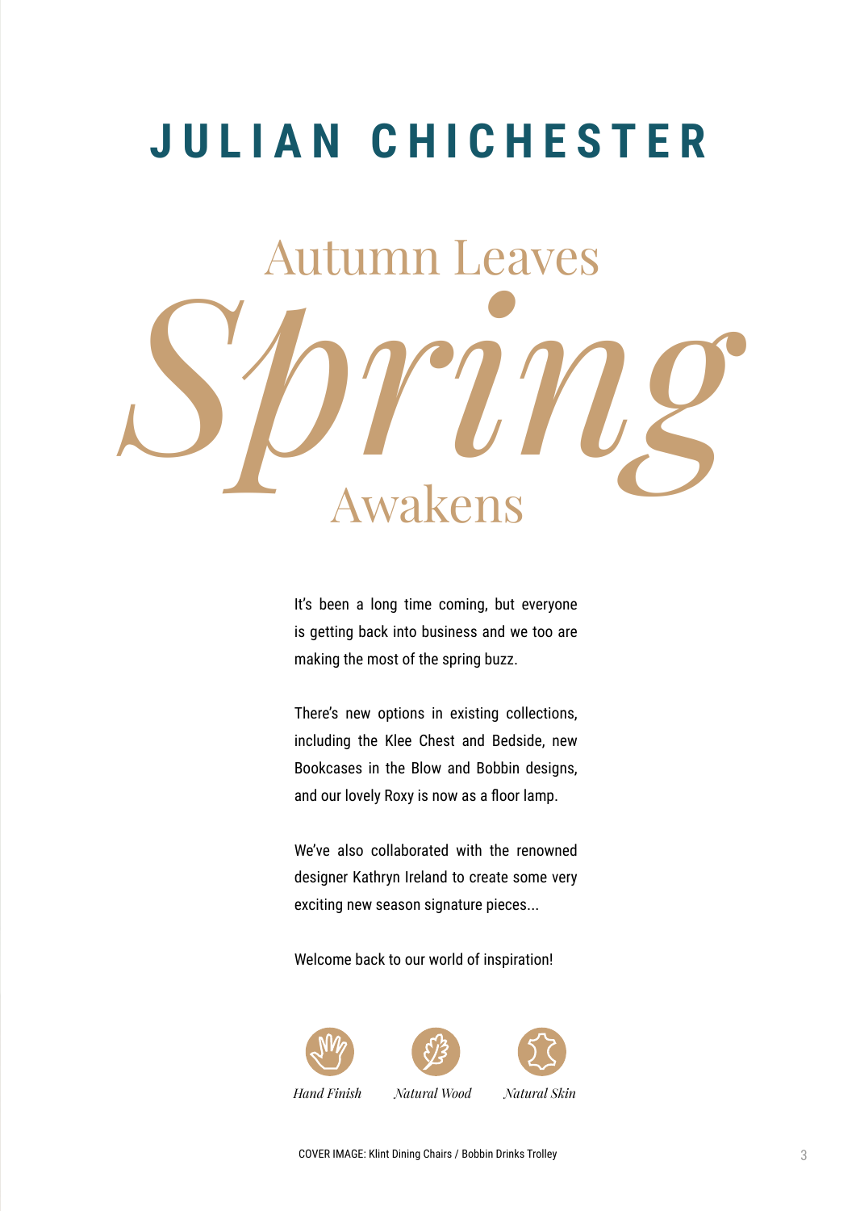# JULIAN CHICHESTER

## Autumn Leaves *Spring* Awakens

It's been a long time coming, but everyone is getting back into business and we too are making the most of the spring buzz.

There's new options in existing collections, including the Klee Chest and Bedside, new Bookcases in the Blow and Bobbin designs, and our lovely Roxy is now as a floor lamp.

We've also collaborated with the renowned designer Kathryn Ireland to create some very exciting new season signature pieces...

Welcome back to our world of inspiration!

*Hand Finish* *Natural Wood* *Natural Skin*

COVER IMAGE: Klint Dining Chairs / Bobbin Drinks Trolley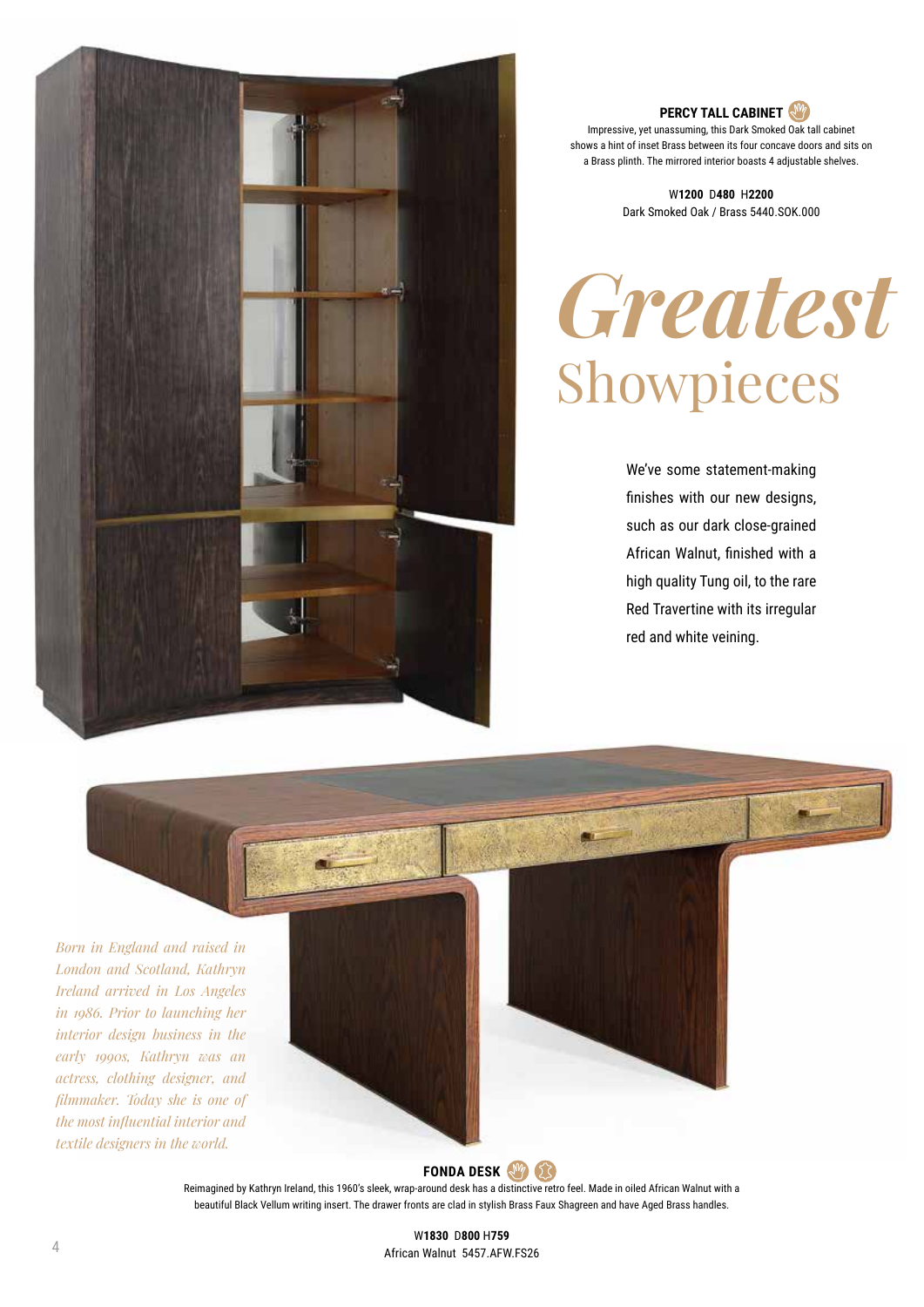**PERCY TALL CABINET**

Impressive, yet unassuming, this Dark Smoked Oak tall cabinet shows a hint of inset Brass between its four concave doors and sits on a Brass plinth. The mirrored interior boasts 4 adjustable shelves.

W**1200** D**480** H**2200**
Dark Smoked Oak / Brass 5440.SOK.000

# *Greatest* Showpieces

We've some statement-making finishes with our new designs, such as our dark close-grained African Walnut, finished with a high quality Tung oil, to the rare Red Travertine with its irregular red and white veining.

*Born in England and raised in London and Scotland, Kathryn Ireland arrived in Los Angeles in 1986. Prior to launching her interior design business in the early 1990s, Kathryn was an actress, clothing designer, and filmmaker. Today she is one of the most influential interior and textile designers in the world.*

**FONDA DESK**

Reimagined by Kathryn Ireland, this 1960's sleek, wrap-around desk has a distinctive retro feel. Made in oiled African Walnut with a beautiful Black Vellum writing insert. The drawer fronts are clad in stylish Brass Faux Shagreen and have Aged Brass handles.

W**1830** D**800** H**759**
African Walnut 5457.AFW.FS26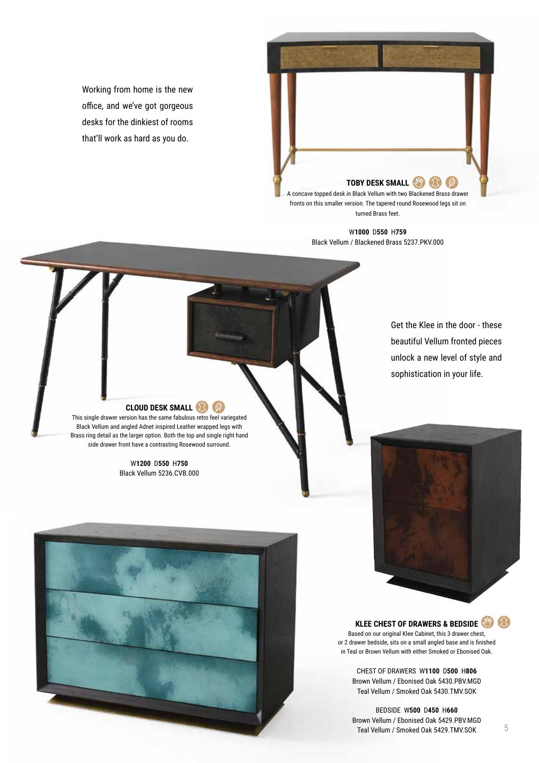Working from home is the new office, and we've got gorgeous desks for the dinkiest of rooms that'll work as hard as you do.

**TOBY DESK SMALL**

A concave topped desk in Black Vellum with two Blackened Brass drawer fronts on this smaller version. The tapered round Rosewood legs sit on turned Brass feet.

W**1000** D**550** H**759**
Black Vellum / Blackened Brass 5237.PKV.000

**CLOUD DESK SMALL**

This single drawer version has the same fabulous retro feel variegated Black Vellum and angled Adnet inspired Leather wrapped legs with Brass ring detail as the larger option. Both the top and single right hand side drawer front have a contrasting Rosewood surround.

W**1200** D**550** H**750**
Black Vellum 5236.CVB.000

Get the Klee in the door - these beautiful Vellum fronted pieces unlock a new level of style and sophistication in your life.

**KLEE CHEST OF DRAWERS & BEDSIDE**

Based on our original Klee Cabinet, this 3 drawer chest, or 2 drawer bedside, sits on a small angled base and is finished in Teal or Brown Vellum with either Smoked or Ebonised Oak.

CHEST OF DRAWERS W**1100** D**500** H**806**
Brown Vellum / Ebonised Oak 5430.PBV.MGD
Teal Vellum / Smoked Oak 5430.TMV.SOK

BEDSIDE W**500** D**450** H**660**
Brown Vellum / Ebonised Oak 5429.PBV.MGD
Teal Vellum / Smoked Oak 5429.TMV.SOK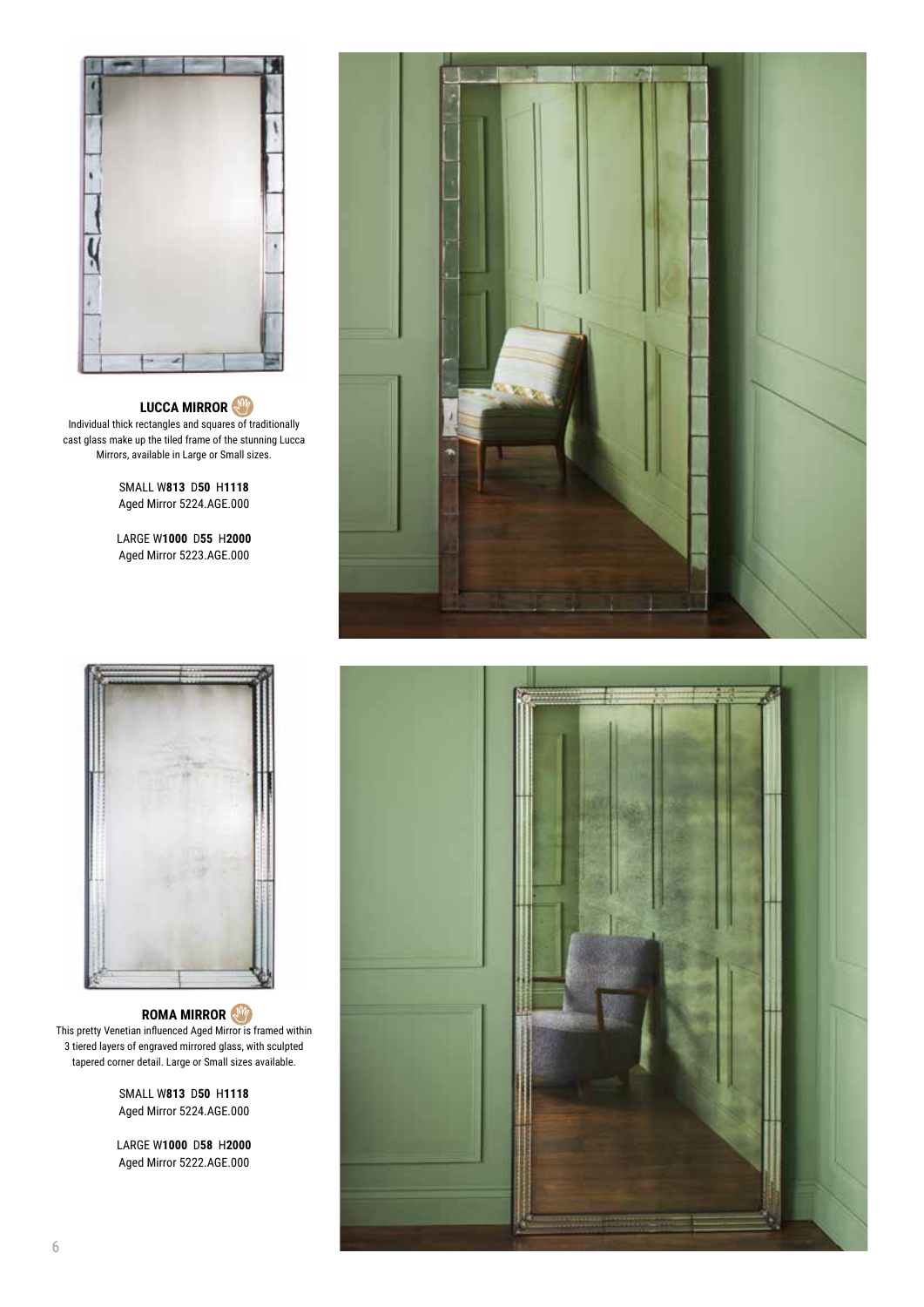## LUCCA MIRROR

Individual thick rectangles and squares of traditionally cast glass make up the tiled frame of the stunning Lucca Mirrors, available in Large or Small sizes.

SMALL W**813** D**50** H**1118**
Aged Mirror 5224.AGE.000

LARGE W**1000** D**55** H**2000**
Aged Mirror 5223.AGE.000

## ROMA MIRROR

This pretty Venetian influenced Aged Mirror is framed within 3 tiered layers of engraved mirrored glass, with sculpted tapered corner detail. Large or Small sizes available.

SMALL W**813** D**50** H**1118**
Aged Mirror 5224.AGE.000

LARGE W**1000** D**58** H**2000**
Aged Mirror 5222.AGE.000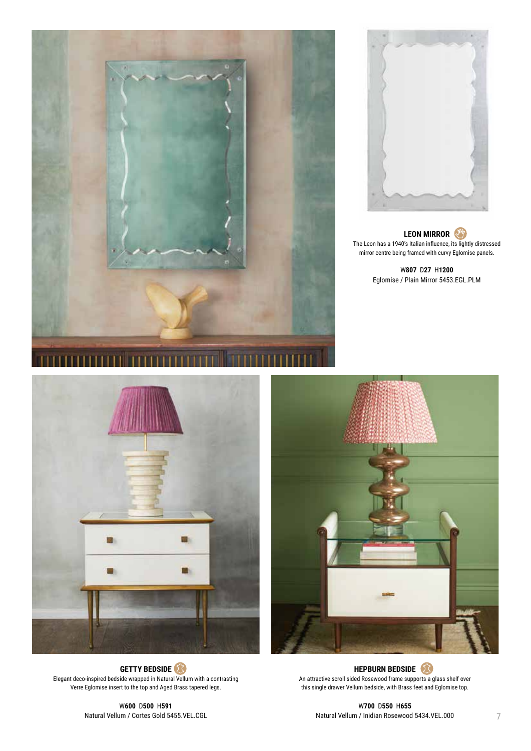### LEON MIRROR

The Leon has a 1940's Italian influence, its lightly distressed mirror centre being framed with curvy Eglomise panels.

W**807** D**27** H**1200**
Eglomise / Plain Mirror 5453.EGL.PLM

### GETTY BEDSIDE

Elegant deco-inspired bedside wrapped in Natural Vellum with a contrasting Verre Eglomise insert to the top and Aged Brass tapered legs.

W**600** D**500** H**591**
Natural Vellum / Cortes Gold 5455.VEL.CGL

### HEPBURN BEDSIDE

An attractive scroll sided Rosewood frame supports a glass shelf over this single drawer Vellum bedside, with Brass feet and Eglomise top.

W**700** D**550** H**655**
Natural Vellum / Inidian Rosewood 5434.VEL.000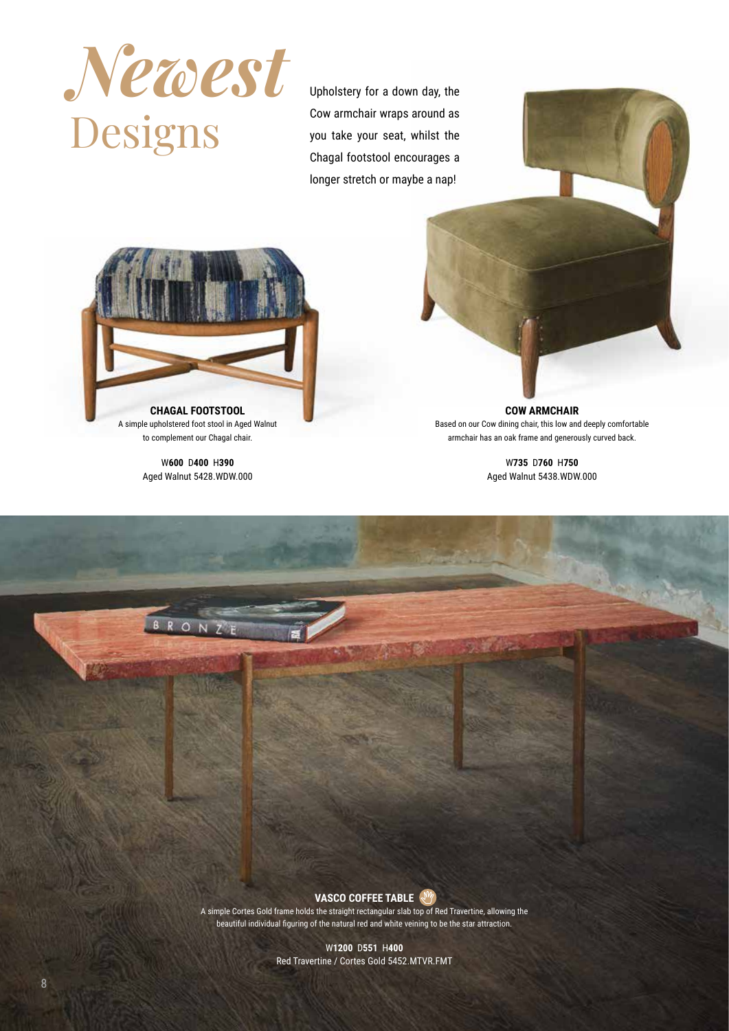# *Newest* Designs

Upholstery for a down day, the Cow armchair wraps around as you take your seat, whilst the Chagal footstool encourages a longer stretch or maybe a nap!

**CHAGAL FOOTSTOOL**

A simple upholstered foot stool in Aged Walnut to complement our Chagal chair.

W**600** D**400** H**390**
Aged Walnut 5428.WDW.000

**COW ARMCHAIR**

Based on our Cow dining chair, this low and deeply comfortable armchair has an oak frame and generously curved back.

W**735** D**760** H**750**
Aged Walnut 5438.WDW.000

**VASCO COFFEE TABLE**

A simple Cortes Gold frame holds the straight rectangular slab top of Red Travertine, allowing the beautiful individual figuring of the natural red and white veining to be the star attraction.

W**1200** D**551** H**400**
Red Travertine / Cortes Gold 5452.MTVR.FMT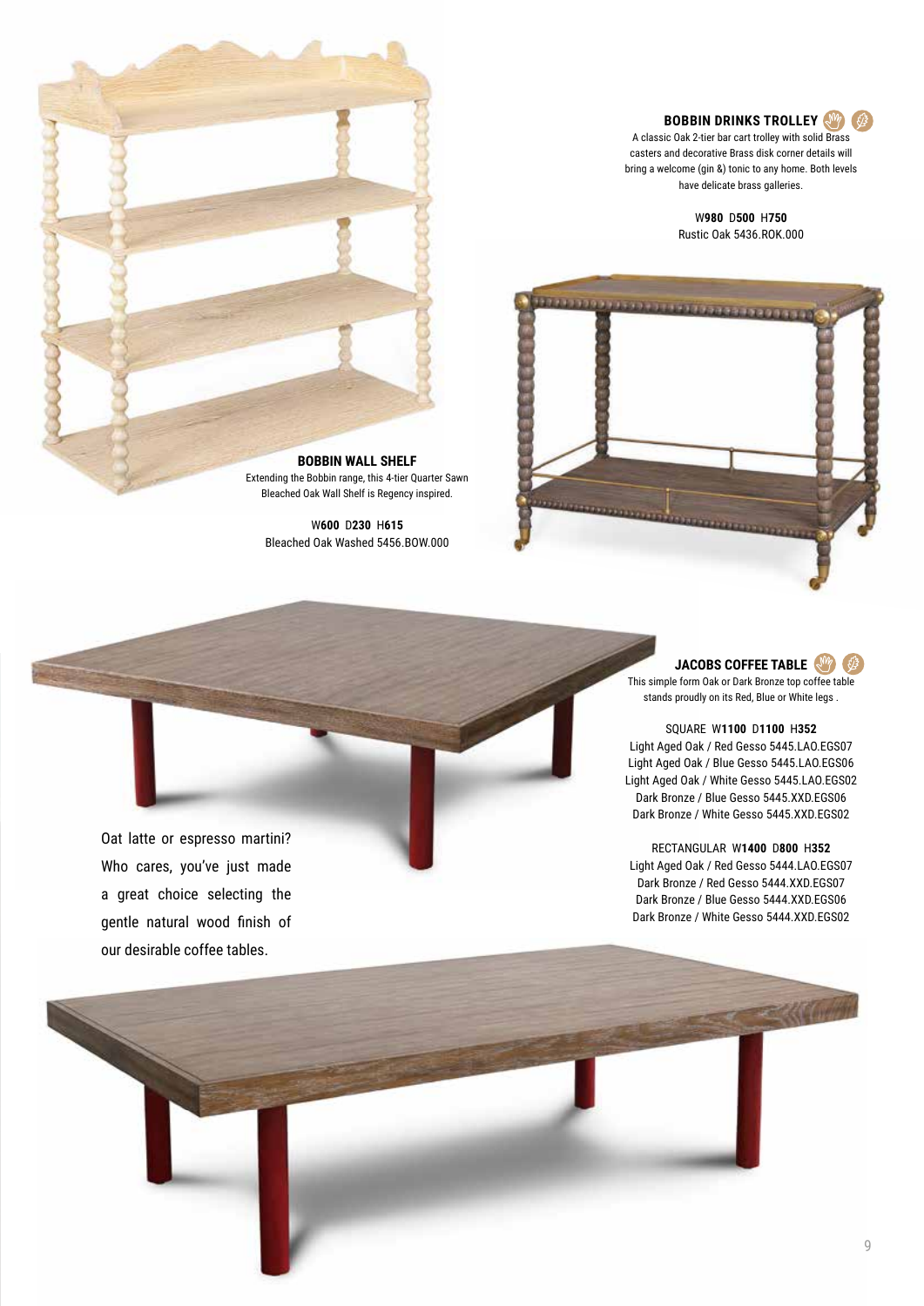## BOBBIN DRINKS TROLLEY

A classic Oak 2-tier bar cart trolley with solid Brass casters and decorative Brass disk corner details will bring a welcome (gin &) tonic to any home. Both levels have delicate brass galleries.

W**980** D**500** H**750**
Rustic Oak 5436.ROK.000

## BOBBIN WALL SHELF

Extending the Bobbin range, this 4-tier Quarter Sawn Bleached Oak Wall Shelf is Regency inspired.

W**600** D**230** H**615**
Bleached Oak Washed 5456.BOW.000

## JACOBS COFFEE TABLE

This simple form Oak or Dark Bronze top coffee table stands proudly on its Red, Blue or White legs .

SQUARE W**1100** D**1100** H**352**
Light Aged Oak / Red Gesso 5445.LAO.EGS07
Light Aged Oak / Blue Gesso 5445.LAO.EGS06
Light Aged Oak / White Gesso 5445.LAO.EGS02
Dark Bronze / Blue Gesso 5445.XXD.EGS06
Dark Bronze / White Gesso 5445.XXD.EGS02

RECTANGULAR W**1400** D**800** H**352**
Light Aged Oak / Red Gesso 5444.LAO.EGS07
Dark Bronze / Red Gesso 5444.XXD.EGS07
Dark Bronze / Blue Gesso 5444.XXD.EGS06
Dark Bronze / White Gesso 5444.XXD.EGS02

Oat latte or espresso martini? Who cares, you've just made a great choice selecting the gentle natural wood finish of our desirable coffee tables.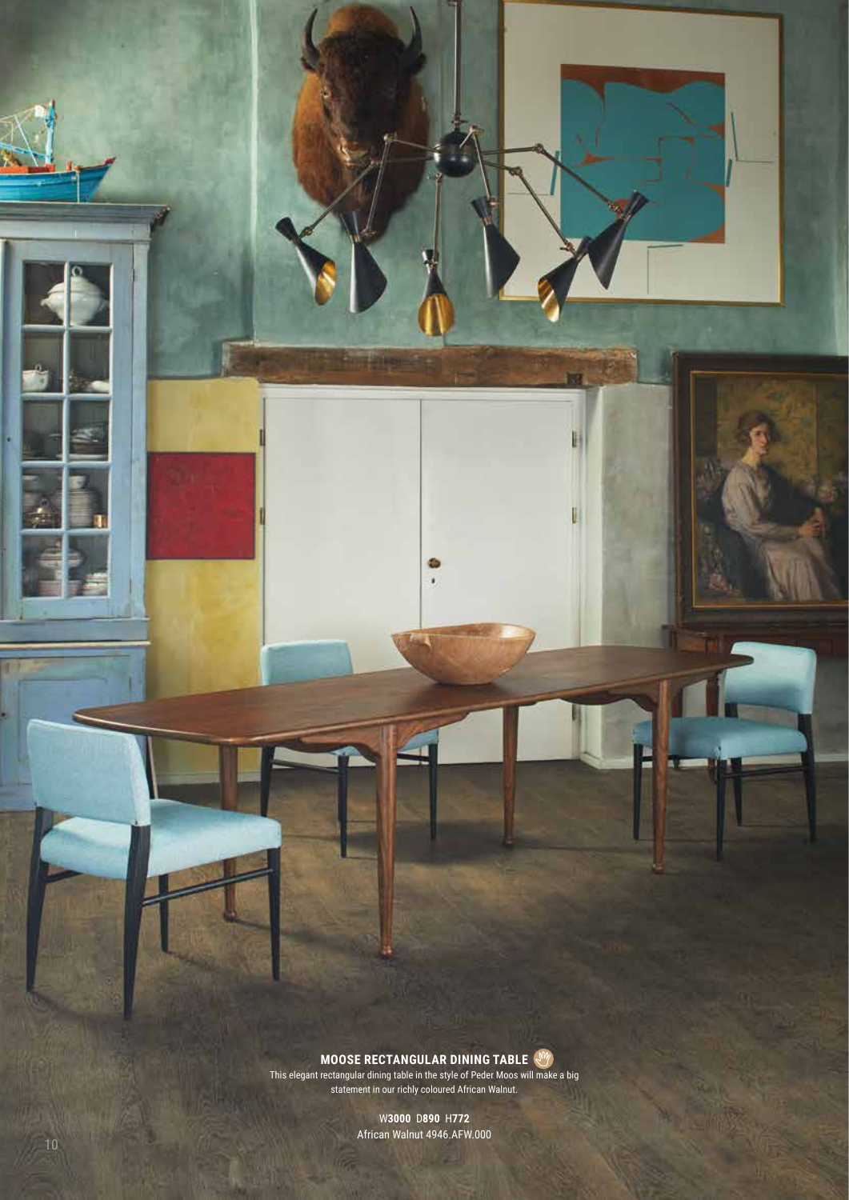## MOOSE RECTANGULAR DINING TABLE

This elegant rectangular dining table in the style of Peder Moos will make a big statement in our richly coloured African Walnut.

W**3000** D**890** H**772**
African Walnut 4946.AFW.000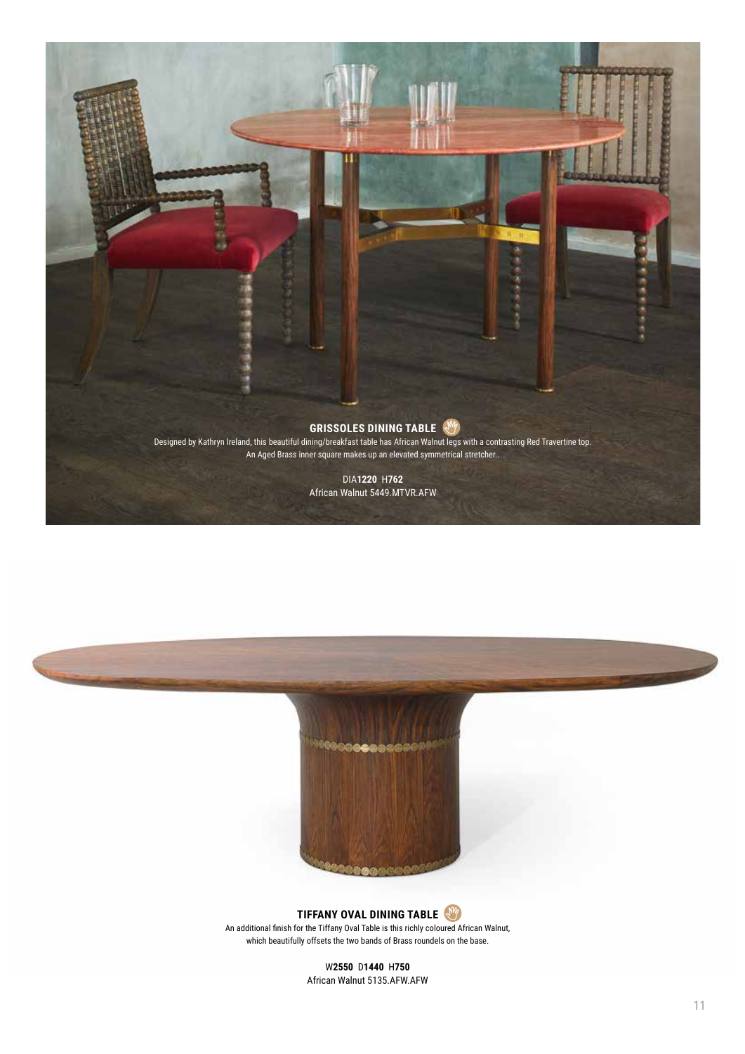## GRISSOLES DINING TABLE

Designed by Kathryn Ireland, this beautiful dining/breakfast table has African Walnut legs with a contrasting Red Travertine top. An Aged Brass inner square makes up an elevated symmetrical stretcher..

DIA**1220** H**762**
African Walnut 5449.MTVR.AFW

## TIFFANY OVAL DINING TABLE

An additional finish for the Tiffany Oval Table is this richly coloured African Walnut, which beautifully offsets the two bands of Brass roundels on the base.

W**2550** D**1440** H**750**
African Walnut 5135.AFW.AFW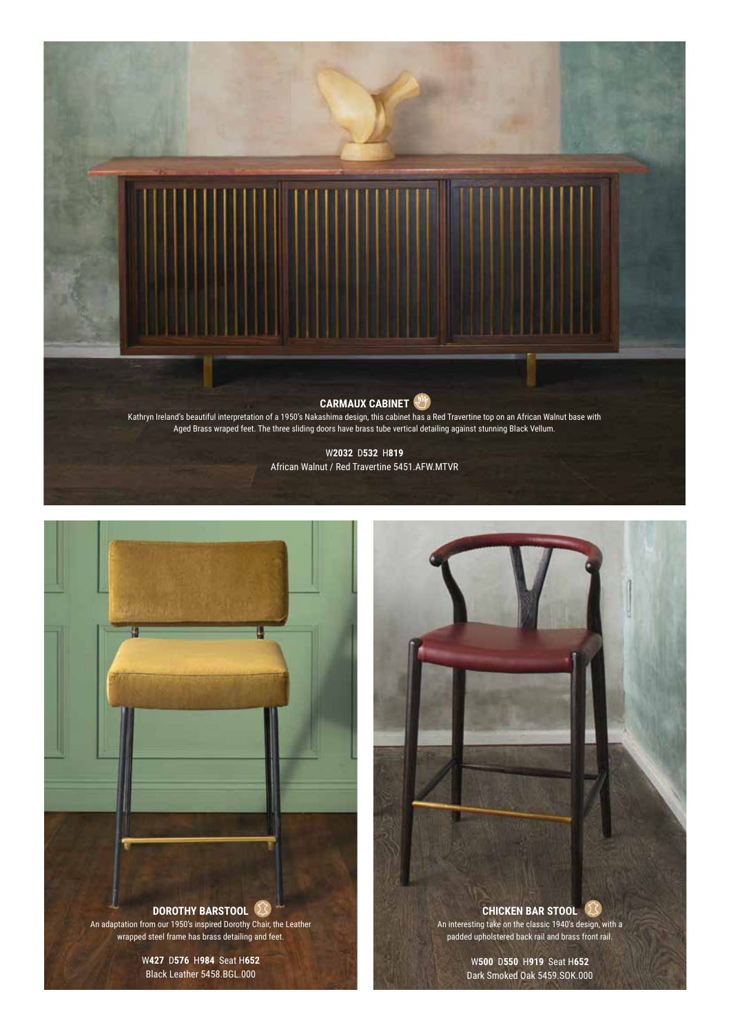## CARMAUX CABINET

Kathryn Ireland's beautiful interpretation of a 1950's Nakashima design, this cabinet has a Red Travertine top on an African Walnut base with Aged Brass wraped feet. The three sliding doors have brass tube vertical detailing against stunning Black Vellum.

W**2032** D**532** H**819**
African Walnut / Red Travertine 5451.AFW.MTVR

## DOROTHY BARSTOOL

An adaptation from our 1950's inspired Dorothy Chair, the Leather wrapped steel frame has brass detailing and feet.

W**427** D**576** H**984** Seat H**652**
Black Leather 5458.BGL.000

## CHICKEN BAR STOOL

An interesting take on the classic 1940's design, with a padded upholstered back rail and brass front rail.

W**500** D**550** H**919** Seat H**652**
Dark Smoked Oak 5459.SOK.000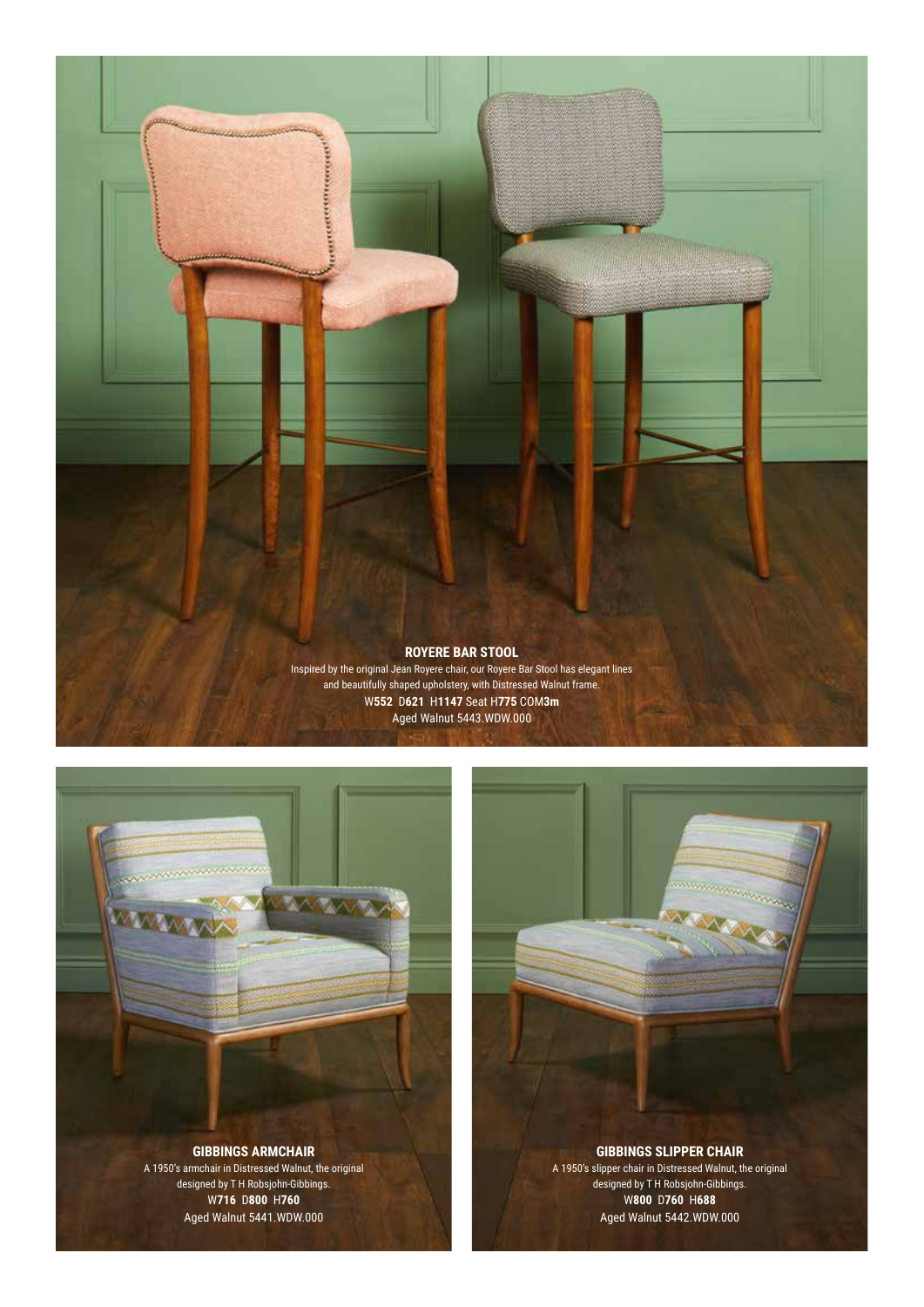## ROYERE BAR STOOL

Inspired by the original Jean Royere chair, our Royere Bar Stool has elegant lines and beautifully shaped upholstery, with Distressed Walnut frame.

W**552** D**621** H**1147** Seat H**775** COM**3m**

Aged Walnut 5443.WDW.000

## GIBBINGS ARMCHAIR

A 1950's armchair in Distressed Walnut, the original designed by T H Robsjohn-Gibbings.

W**716** D**800** H**760**

Aged Walnut 5441.WDW.000

## GIBBINGS SLIPPER CHAIR

A 1950's slipper chair in Distressed Walnut, the original designed by T H Robsjohn-Gibbings.

W**800** D**760** H**688**

Aged Walnut 5442.WDW.000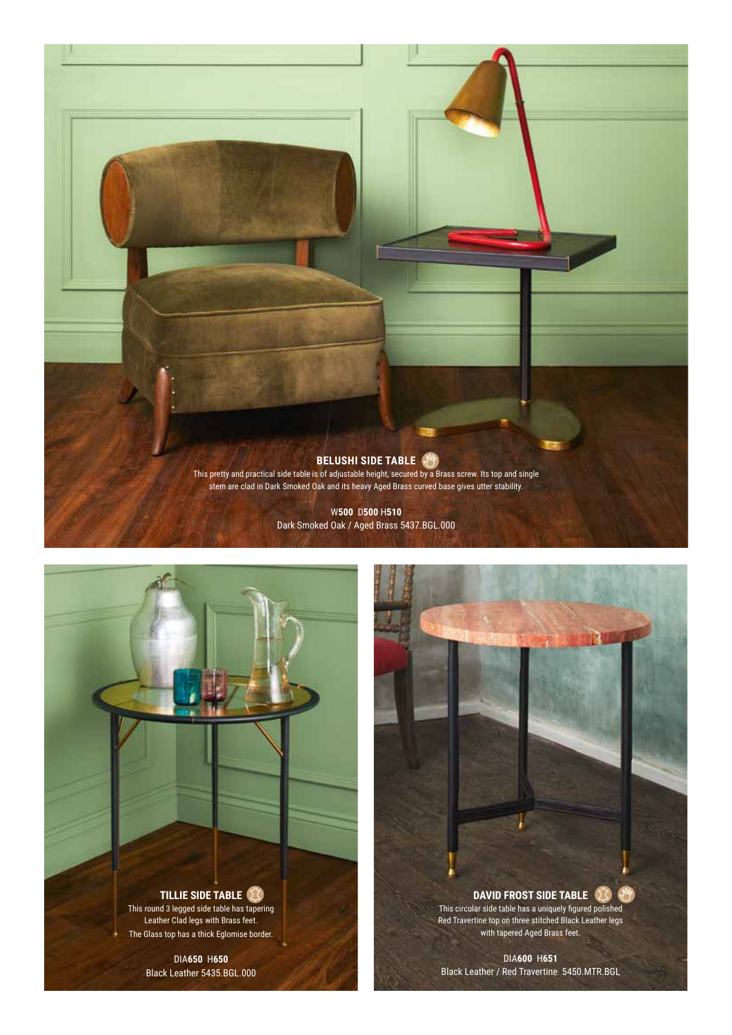## BELUSHI SIDE TABLE

This pretty and practical side table is of adjustable height, secured by a Brass screw. Its top and single stem are clad in Dark Smoked Oak and its heavy Aged Brass curved base gives utter stability.

W**500** D**500** H**510**
Dark Smoked Oak / Aged Brass 5437.BGL.000

## TILLIE SIDE TABLE

This round 3 legged side table has tapering Leather Clad legs with Brass feet.
The Glass top has a thick Eglomise border.

DIA**650** H**650**
Black Leather 5435.BGL.000

## DAVID FROST SIDE TABLE

This circular side table has a uniquely figured polished Red Travertine top on three stitched Black Leather legs with tapered Aged Brass feet.

DIA**600** H**651**
Black Leather / Red Travertine 5450.MTR.BGL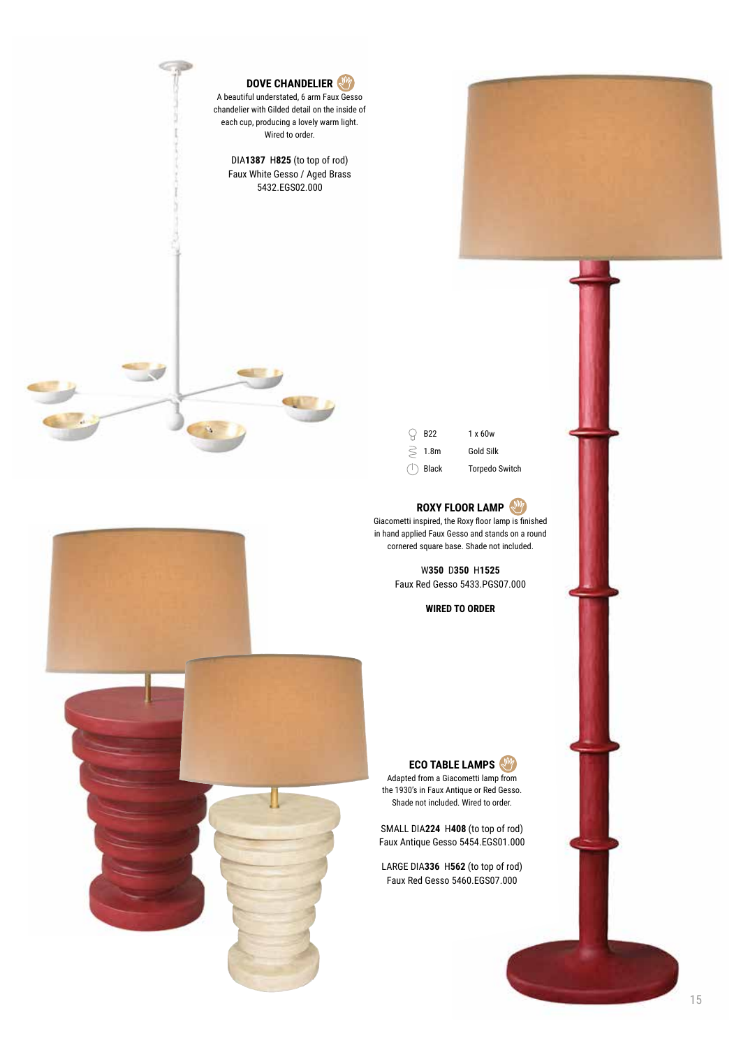## DOVE CHANDELIER

A beautiful understated, 6 arm Faux Gesso chandelier with Gilded detail on the inside of each cup, producing a lovely warm light. Wired to order.

DIA**1387** H**825** (to top of rod)
Faux White Gesso / Aged Brass
5432.EGS02.000

| | |
|---|---|
| B22 | 1 x 60w |
| 1.8m | Gold Silk |
| Black | Torpedo Switch |

## ROXY FLOOR LAMP

Giacometti inspired, the Roxy floor lamp is finished in hand applied Faux Gesso and stands on a round cornered square base. Shade not included.

W**350** D**350** H**1525**
Faux Red Gesso 5433.PGS07.000

**WIRED TO ORDER**

## ECO TABLE LAMPS

Adapted from a Giacometti lamp from the 1930's in Faux Antique or Red Gesso. Shade not included. Wired to order.

SMALL DIA**224** H**408** (to top of rod)
Faux Antique Gesso 5454.EGS01.000

LARGE DIA**336** H**562** (to top of rod)
Faux Red Gesso 5460.EGS07.000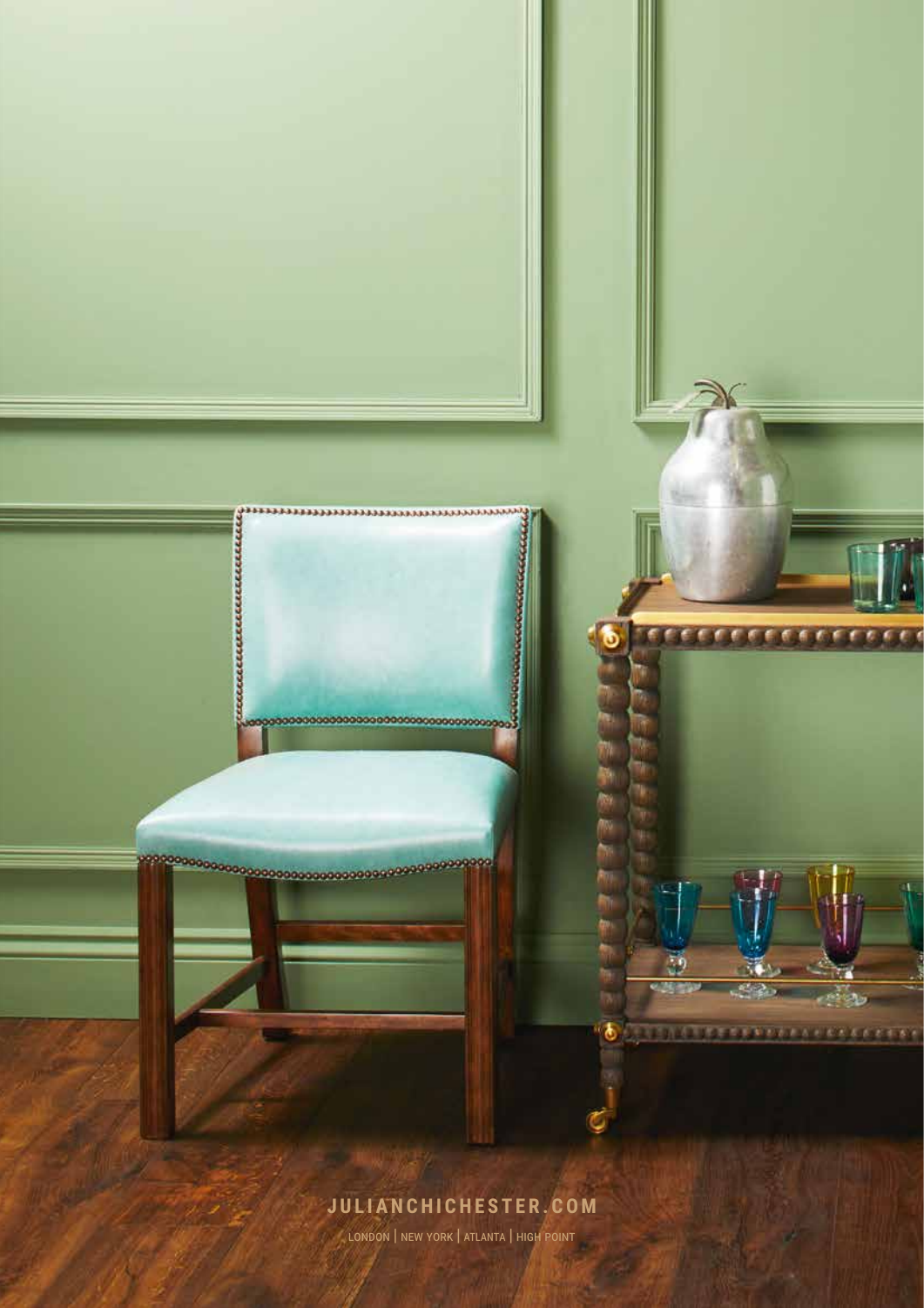**JULIANCHICHESTER.COM**

LONDON | NEW YORK | ATLANTA | HIGH POINT